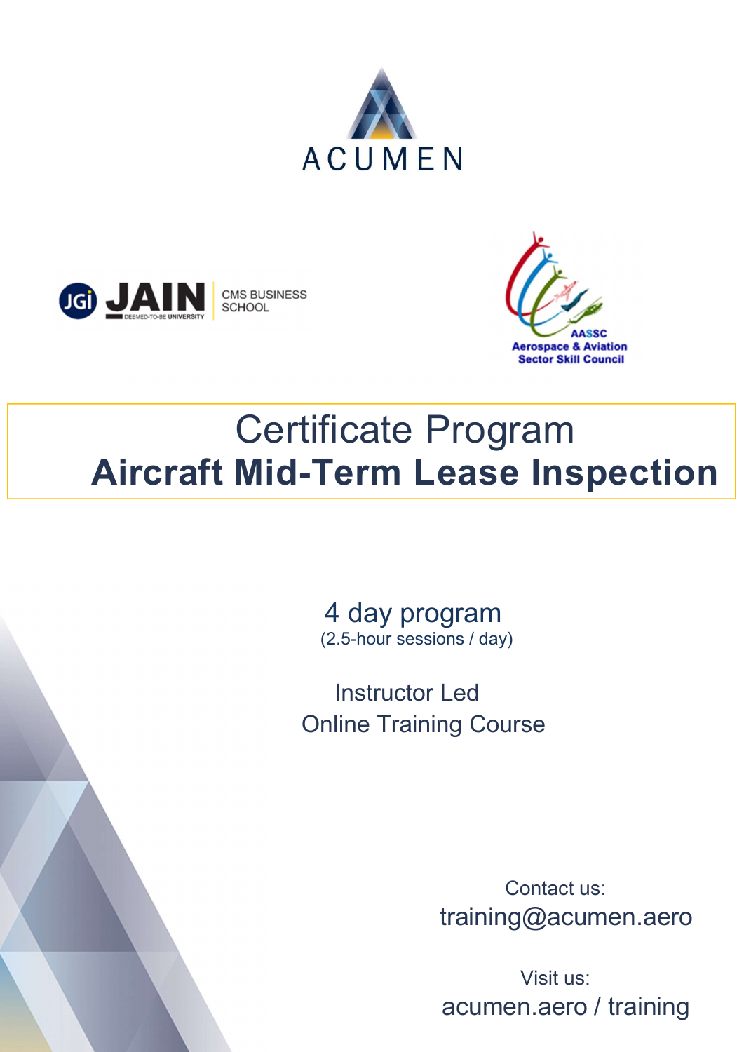ACUMEN

JGi JAIN DEEMED-TO-BE UNIVERSITY | CMS BUSINESS SCHOOL

AASSC Aerospace & Aviation Sector Skill Council

# Certificate Program
# **Aircraft Mid-Term Lease Inspection**

4 day program
(2.5-hour sessions / day)

Instructor Led
Online Training Course

Contact us:
training@acumen.aero

Visit us:
acumen.aero / training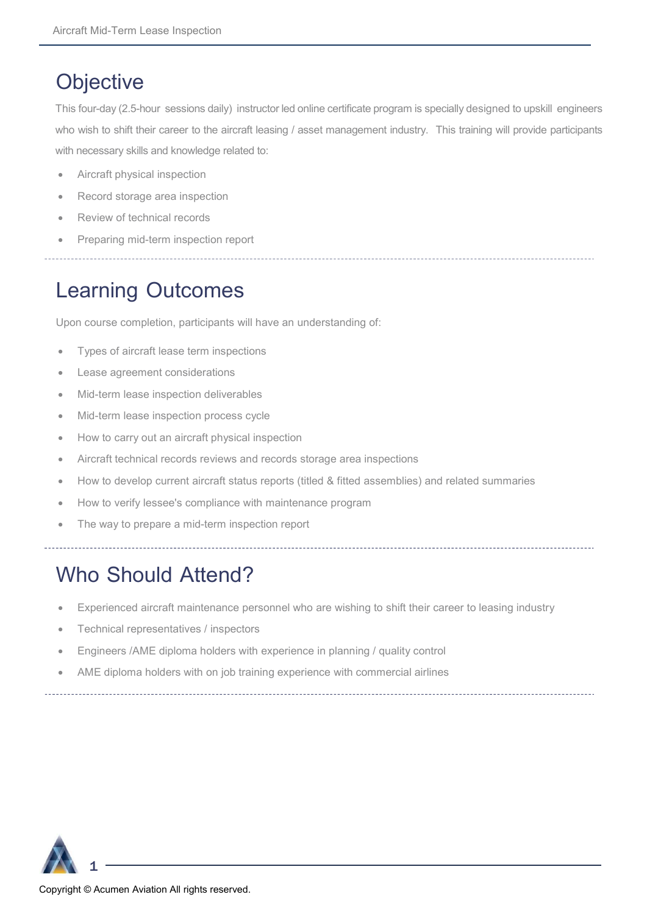# Objective

This four-day (2.5-hour sessions daily) instructor led online certificate program is specially designed to upskill engineers who wish to shift their career to the aircraft leasing / asset management industry. This training will provide participants with necessary skills and knowledge related to:

- Aircraft physical inspection
- Record storage area inspection
- Review of technical records
- Preparing mid-term inspection report

# Learning Outcomes

Upon course completion, participants will have an understanding of:

- Types of aircraft lease term inspections
- Lease agreement considerations
- Mid-term lease inspection deliverables
- Mid-term lease inspection process cycle
- How to carry out an aircraft physical inspection
- Aircraft technical records reviews and records storage area inspections
- How to develop current aircraft status reports (titled & fitted assemblies) and related summaries
- How to verify lessee's compliance with maintenance program
- The way to prepare a mid-term inspection report

# Who Should Attend?

- Experienced aircraft maintenance personnel who are wishing to shift their career to leasing industry
- Technical representatives / inspectors
- Engineers /AME diploma holders with experience in planning / quality control
- AME diploma holders with on job training experience with commercial airlines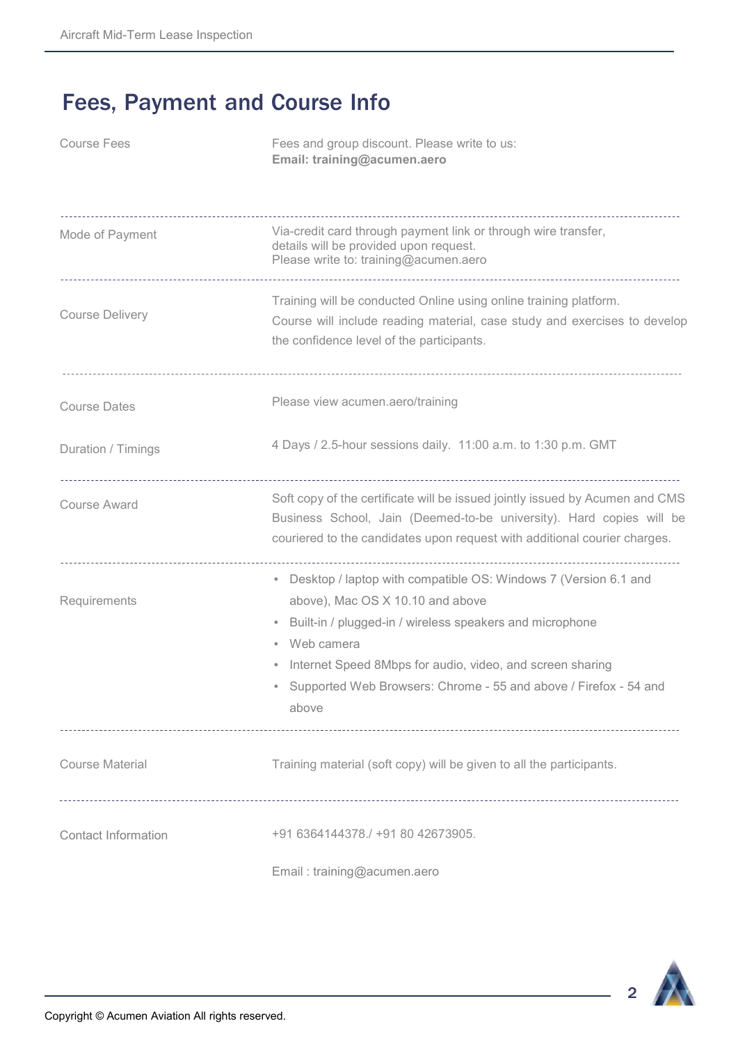# Fees, Payment and Course Info

| | |
|---|---|
| Course Fees | Fees and group discount. Please write to us:<br>**Email: training@acumen.aero** |
| Mode of Payment | Via-credit card through payment link or through wire transfer, details will be provided upon request.<br>Please write to: training@acumen.aero |
| Course Delivery | Training will be conducted Online using online training platform.<br>Course will include reading material, case study and exercises to develop the confidence level of the participants. |
| Course Dates | Please view acumen.aero/training |
| Duration / Timings | 4 Days / 2.5-hour sessions daily. 11:00 a.m. to 1:30 p.m. GMT |
| Course Award | Soft copy of the certificate will be issued jointly issued by Acumen and CMS Business School, Jain (Deemed-to-be university). Hard copies will be couriered to the candidates upon request with additional courier charges. |
| Requirements | • Desktop / laptop with compatible OS: Windows 7 (Version 6.1 and above), Mac OS X 10.10 and above<br>• Built-in / plugged-in / wireless speakers and microphone<br>• Web camera<br>• Internet Speed 8Mbps for audio, video, and screen sharing<br>• Supported Web Browsers: Chrome - 55 and above / Firefox - 54 and above |
| Course Material | Training material (soft copy) will be given to all the participants. |
| Contact Information | +91 6364144378./ +91 80 42673905.<br>Email : training@acumen.aero |

Copyright © Acumen Aviation All rights reserved.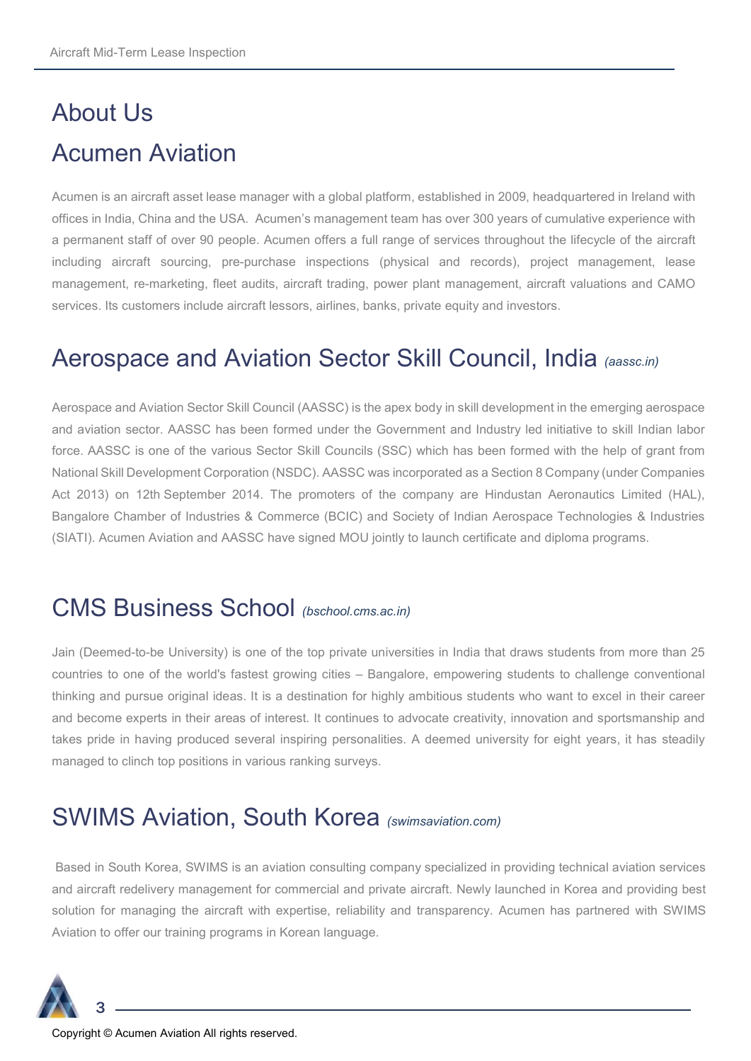# About Us

## Acumen Aviation

Acumen is an aircraft asset lease manager with a global platform, established in 2009, headquartered in Ireland with offices in India, China and the USA. Acumen's management team has over 300 years of cumulative experience with a permanent staff of over 90 people. Acumen offers a full range of services throughout the lifecycle of the aircraft including aircraft sourcing, pre-purchase inspections (physical and records), project management, lease management, re-marketing, fleet audits, aircraft trading, power plant management, aircraft valuations and CAMO services. Its customers include aircraft lessors, airlines, banks, private equity and investors.

## Aerospace and Aviation Sector Skill Council, India *(aassc.in)*

Aerospace and Aviation Sector Skill Council (AASSC) is the apex body in skill development in the emerging aerospace and aviation sector. AASSC has been formed under the Government and Industry led initiative to skill Indian labor force. AASSC is one of the various Sector Skill Councils (SSC) which has been formed with the help of grant from National Skill Development Corporation (NSDC). AASSC was incorporated as a Section 8 Company (under Companies Act 2013) on 12th September 2014. The promoters of the company are Hindustan Aeronautics Limited (HAL), Bangalore Chamber of Industries & Commerce (BCIC) and Society of Indian Aerospace Technologies & Industries (SIATI). Acumen Aviation and AASSC have signed MOU jointly to launch certificate and diploma programs.

## CMS Business School *(bschool.cms.ac.in)*

Jain (Deemed-to-be University) is one of the top private universities in India that draws students from more than 25 countries to one of the world's fastest growing cities – Bangalore, empowering students to challenge conventional thinking and pursue original ideas. It is a destination for highly ambitious students who want to excel in their career and become experts in their areas of interest. It continues to advocate creativity, innovation and sportsmanship and takes pride in having produced several inspiring personalities. A deemed university for eight years, it has steadily managed to clinch top positions in various ranking surveys.

## SWIMS Aviation, South Korea *(swimsaviation.com)*

Based in South Korea, SWIMS is an aviation consulting company specialized in providing technical aviation services and aircraft redelivery management for commercial and private aircraft. Newly launched in Korea and providing best solution for managing the aircraft with expertise, reliability and transparency. Acumen has partnered with SWIMS Aviation to offer our training programs in Korean language.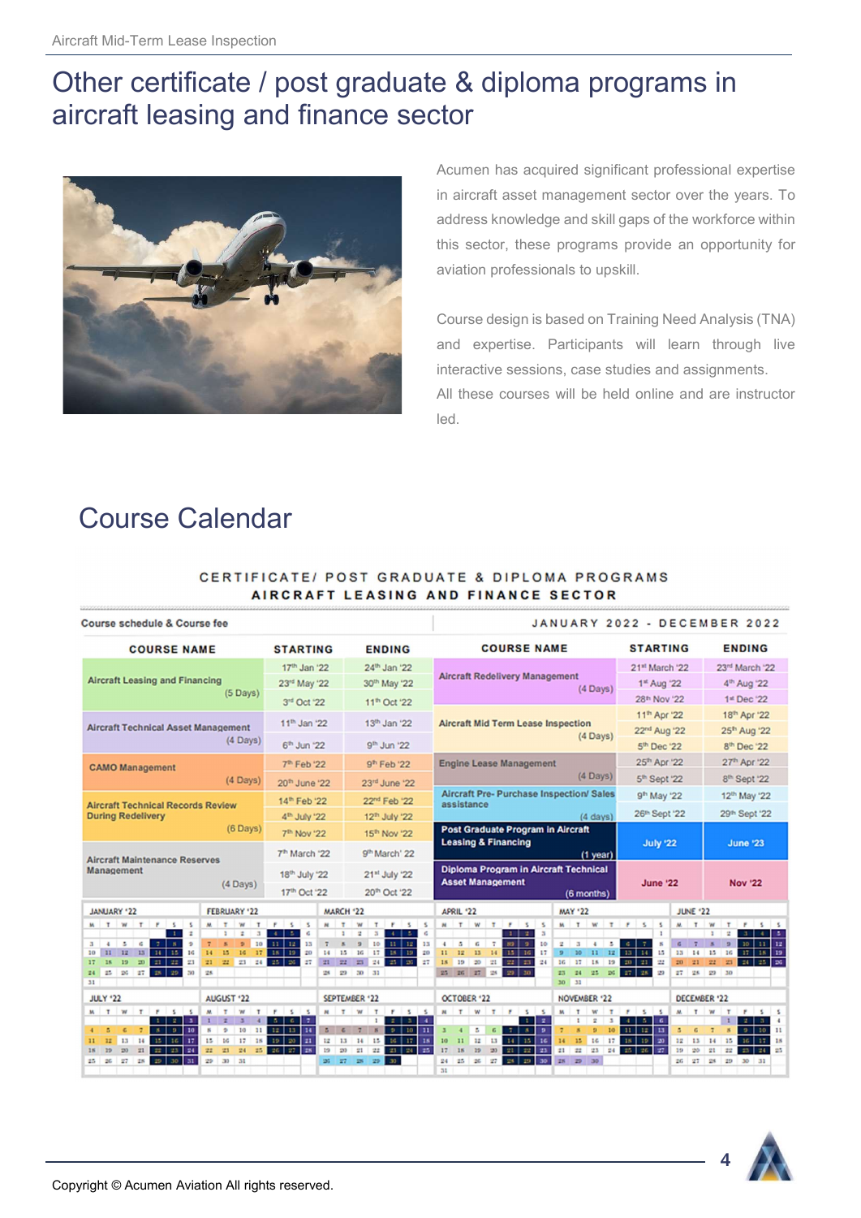# Other certificate / post graduate & diploma programs in aircraft leasing and finance sector

Acumen has acquired significant professional expertise in aircraft asset management sector over the years. To address knowledge and skill gaps of the workforce within this sector, these programs provide an opportunity for aviation professionals to upskill.

Course design is based on Training Need Analysis (TNA) and expertise. Participants will learn through live interactive sessions, case studies and assignments.
All these courses will be held online and are instructor led.

## Course Calendar

**CERTIFICATE/ POST GRADUATE & DIPLOMA PROGRAMS**
**AIRCRAFT LEASING AND FINANCE SECTOR**

Course schedule & Course fee — JANUARY 2022 - DECEMBER 2022

| COURSE NAME | STARTING | ENDING |
|---|---|---|
| Aircraft Leasing and Financing (5 Days) | 17th Jan '22 | 24th Jan '22 |
| | 23rd May '22 | 30th May '22 |
| | 3rd Oct '22 | 11th Oct '22 |
| Aircraft Technical Asset Management (4 Days) | 11th Jan '22 | 13th Jan '22 |
| | 6th Jun '22 | 9th Jun '22 |
| CAMO Management (4 Days) | 7th Feb '22 | 9th Feb '22 |
| | 20th June '22 | 23rd June '22 |
| Aircraft Technical Records Review During Redelivery (6 Days) | 14th Feb '22 | 22nd Feb '22 |
| | 4th July '22 | 12th July '22 |
| | 7th Nov '22 | 15th Nov '22 |
| Aircraft Maintenance Reserves Management (4 Days) | 7th March '22 | 9th March' 22 |
| | 18th July '22 | 21st July '22 |
| | 17th Oct '22 | 20th Oct '22 |
| Aircraft Redelivery Management (4 Days) | 21st March '22 | 23rd March '22 |
| | 1st Aug '22 | 4th Aug '22 |
| | 28th Nov '22 | 1st Dec '22 |
| Aircraft Mid Term Lease Inspection (4 Days) | 11th Apr '22 | 18th Apr '22 |
| | 22nd Aug '22 | 25th Aug '22 |
| | 5th Dec '22 | 8th Dec '22 |
| Engine Lease Management (4 Days) | 25th Apr '22 | 27th Apr '22 |
| | 5th Sept '22 | 8th Sept '22 |
| Aircraft Pre- Purchase Inspection/ Sales assistance (4 days) | 9th May '22 | 12th May '22 |
| | 26th Sept '22 | 29th Sept '22 |
| Post Graduate Program in Aircraft Leasing & Financing (1 year) | July '22 | June '23 |
| Diploma Program in Aircraft Technical Asset Management (6 months) | June '22 | Nov '22 |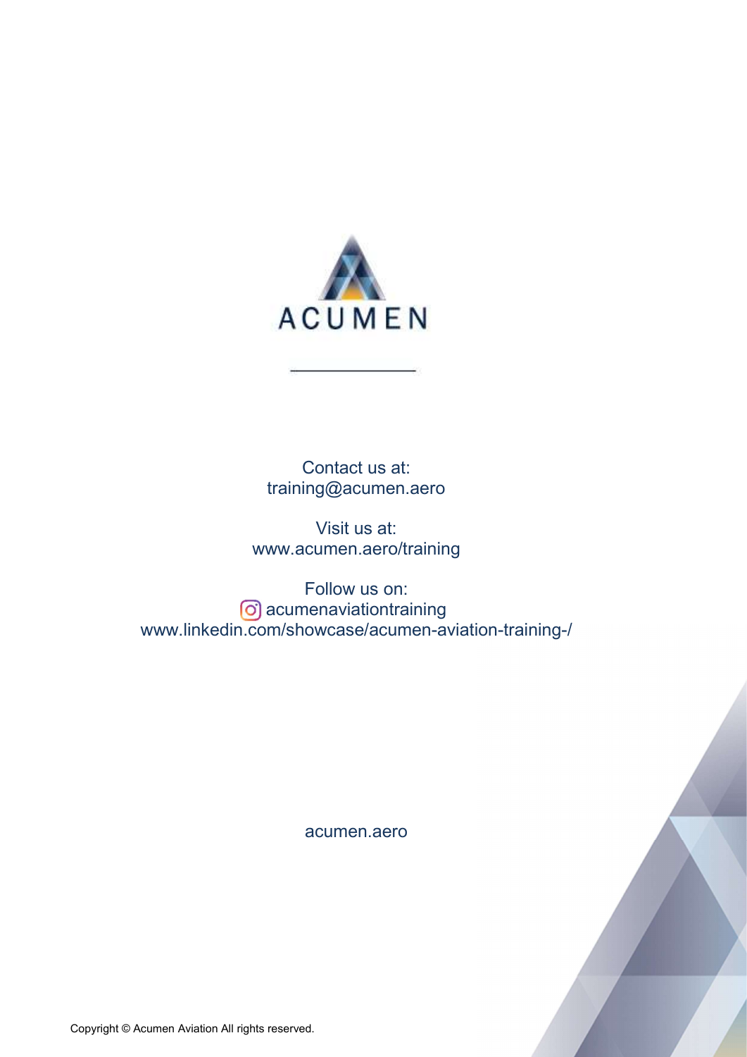ACUMEN

Contact us at:
training@acumen.aero

Visit us at:
www.acumen.aero/training

Follow us on:
acumenaviationtraining
www.linkedin.com/showcase/acumen-aviation-training-/

acumen.aero

Copyright © Acumen Aviation All rights reserved.